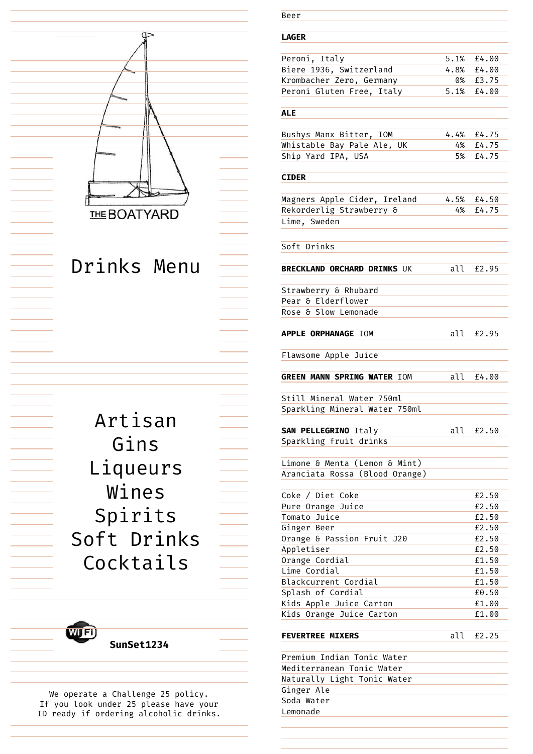THE BOATYARD

# Drinks Menu

Artisan
Gins
Liqueurs
Wines
Spirits
Soft Drinks
Cocktails

WiFi **SunSet1234**

We operate a Challenge 25 policy.
If you look under 25 please have your ID ready if ordering alcoholic drinks.

## Beer

### LAGER

| | | |
|---|---|---|
| Peroni, Italy | 5.1% | £4.00 |
| Biere 1936, Switzerland | 4.8% | £4.00 |
| Krombacher Zero, Germany | 0% | £3.75 |
| Peroni Gluten Free, Italy | 5.1% | £4.00 |

### ALE

| | | |
|---|---|---|
| Bushys Manx Bitter, IOM | 4.4% | £4.75 |
| Whistable Bay Pale Ale, UK | 4% | £4.75 |
| Ship Yard IPA, USA | 5% | £4.75 |

### CIDER

| | | |
|---|---|---|
| Magners Apple Cider, Ireland | 4.5% | £4.50 |
| Rekorderlig Strawberry & Lime, Sweden | 4% | £4.75 |

## Soft Drinks

**BRECKLAND ORCHARD DRINKS** UK — all £2.95

- Strawberry & Rhubard
- Pear & Elderflower
- Rose & Slow Lemonade

**APPLE ORPHANAGE** IOM — all £2.95

- Flawsome Apple Juice

**GREEN MANN SPRING WATER** IOM — all £4.00

- Still Mineral Water 750ml
- Sparkling Mineral Water 750ml

**SAN PELLEGRINO** Italy — all £2.50
Sparkling fruit drinks

- Limone & Menta (Lemon & Mint)
- Aranciata Rossa (Blood Orange)

| | |
|---|---|
| Coke / Diet Coke | £2.50 |
| Pure Orange Juice | £2.50 |
| Tomato Juice | £2.50 |
| Ginger Beer | £2.50 |
| Orange & Passion Fruit J20 | £2.50 |
| Appletiser | £2.50 |
| Orange Cordial | £1.50 |
| Lime Cordial | £1.50 |
| Blackcurrent Cordial | £1.50 |
| Splash of Cordial | £0.50 |
| Kids Apple Juice Carton | £1.00 |
| Kids Orange Juice Carton | £1.00 |

**FEVERTREE MIXERS** — all £2.25

- Premium Indian Tonic Water
- Mediterranean Tonic Water
- Naturally Light Tonic Water
- Ginger Ale
- Soda Water
- Lemonade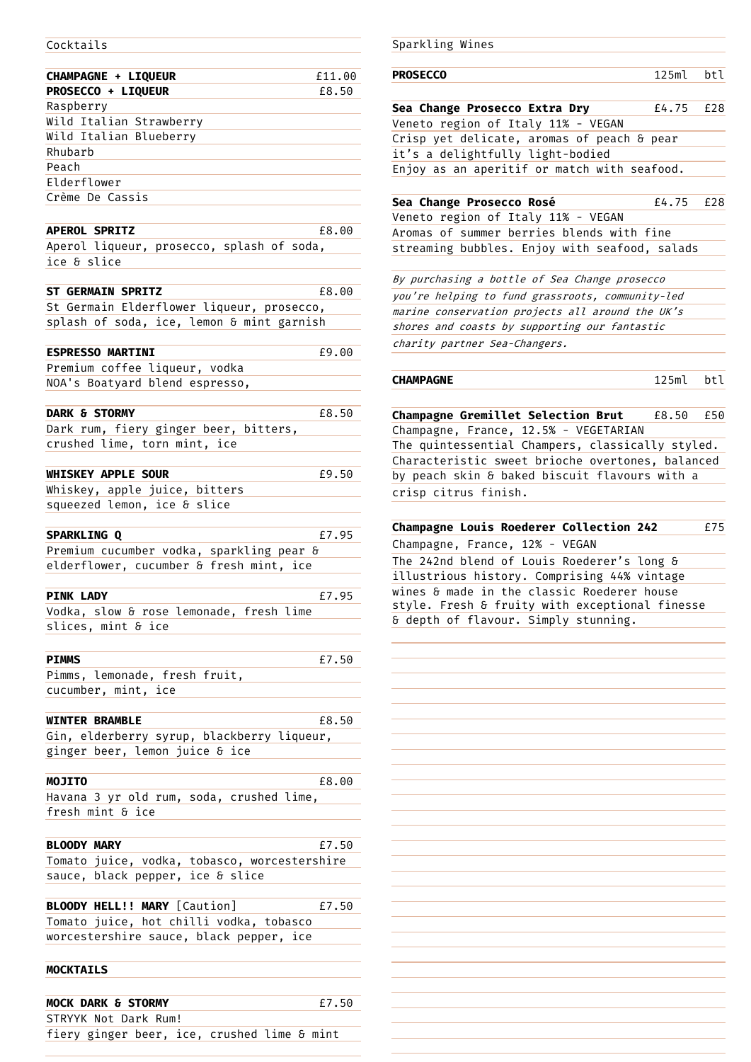## Cocktails

**CHAMPAGNE + LIQUEUR** £11.00
**PROSECCO + LIQUEUR** £8.50

- Raspberry
- Wild Italian Strawberry
- Wild Italian Blueberry
- Rhubarb
- Peach
- Elderflower
- Crème De Cassis

**APEROL SPRITZ** £8.00
Aperol liqueur, prosecco, splash of soda, ice & slice

**ST GERMAIN SPRITZ** £8.00
St Germain Elderflower liqueur, prosecco, splash of soda, ice, lemon & mint garnish

**ESPRESSO MARTINI** £9.00
Premium coffee liqueur, vodka
NOA's Boatyard blend espresso,

**DARK & STORMY** £8.50
Dark rum, fiery ginger beer, bitters, crushed lime, torn mint, ice

**WHISKEY APPLE SOUR** £9.50
Whiskey, apple juice, bitters
squeezed lemon, ice & slice

**SPARKLING Q** £7.95
Premium cucumber vodka, sparkling pear & elderflower, cucumber & fresh mint, ice

**PINK LADY** £7.95
Vodka, slow & rose lemonade, fresh lime slices, mint & ice

**PIMMS** £7.50
Pimms, lemonade, fresh fruit, cucumber, mint, ice

**WINTER BRAMBLE** £8.50
Gin, elderberry syrup, blackberry liqueur, ginger beer, lemon juice & ice

**MOJITO** £8.00
Havana 3 yr old rum, soda, crushed lime, fresh mint & ice

**BLOODY MARY** £7.50
Tomato juice, vodka, tobasco, worcestershire sauce, black pepper, ice & slice

**BLOODY HELL!! MARY** [Caution] £7.50
Tomato juice, hot chilli vodka, tobasco worcestershire sauce, black pepper, ice

### MOCKTAILS

**MOCK DARK & STORMY** £7.50
STRYYK Not Dark Rum!
fiery ginger beer, ice, crushed lime & mint

## Sparkling Wines

| **PROSECCO** | 125ml | btl |
|---|---|---|
| **Sea Change Prosecco Extra Dry** | £4.75 | £28 |
| **Sea Change Prosecco Rosé** | £4.75 | £28 |

**Sea Change Prosecco Extra Dry** £4.75 / £28
Veneto region of Italy 11% - VEGAN
Crisp yet delicate, aromas of peach & pear it's a delightfully light-bodied
Enjoy as an aperitif or match with seafood.

**Sea Change Prosecco Rosé** £4.75 / £28
Veneto region of Italy 11% - VEGAN
Aromas of summer berries blends with fine streaming bubbles. Enjoy with seafood, salads

*By purchasing a bottle of Sea Change prosecco you're helping to fund grassroots, community-led marine conservation projects all around the UK's shores and coasts by supporting our fantastic charity partner Sea-Changers.*

| **CHAMPAGNE** | 125ml | btl |
|---|---|---|
| **Champagne Gremillet Selection Brut** | £8.50 | £50 |
| **Champagne Louis Roederer Collection 242** | | £75 |

**Champagne Gremillet Selection Brut** £8.50 / £50
Champagne, France, 12.5% - VEGETARIAN
The quintessential Champers, classically styled. Characteristic sweet brioche overtones, balanced by peach skin & baked biscuit flavours with a crisp citrus finish.

**Champagne Louis Roederer Collection 242** £75
Champagne, France, 12% - VEGAN
The 242nd blend of Louis Roederer's long & illustrious history. Comprising 44% vintage wines & made in the classic Roederer house style. Fresh & fruity with exceptional finesse & depth of flavour. Simply stunning.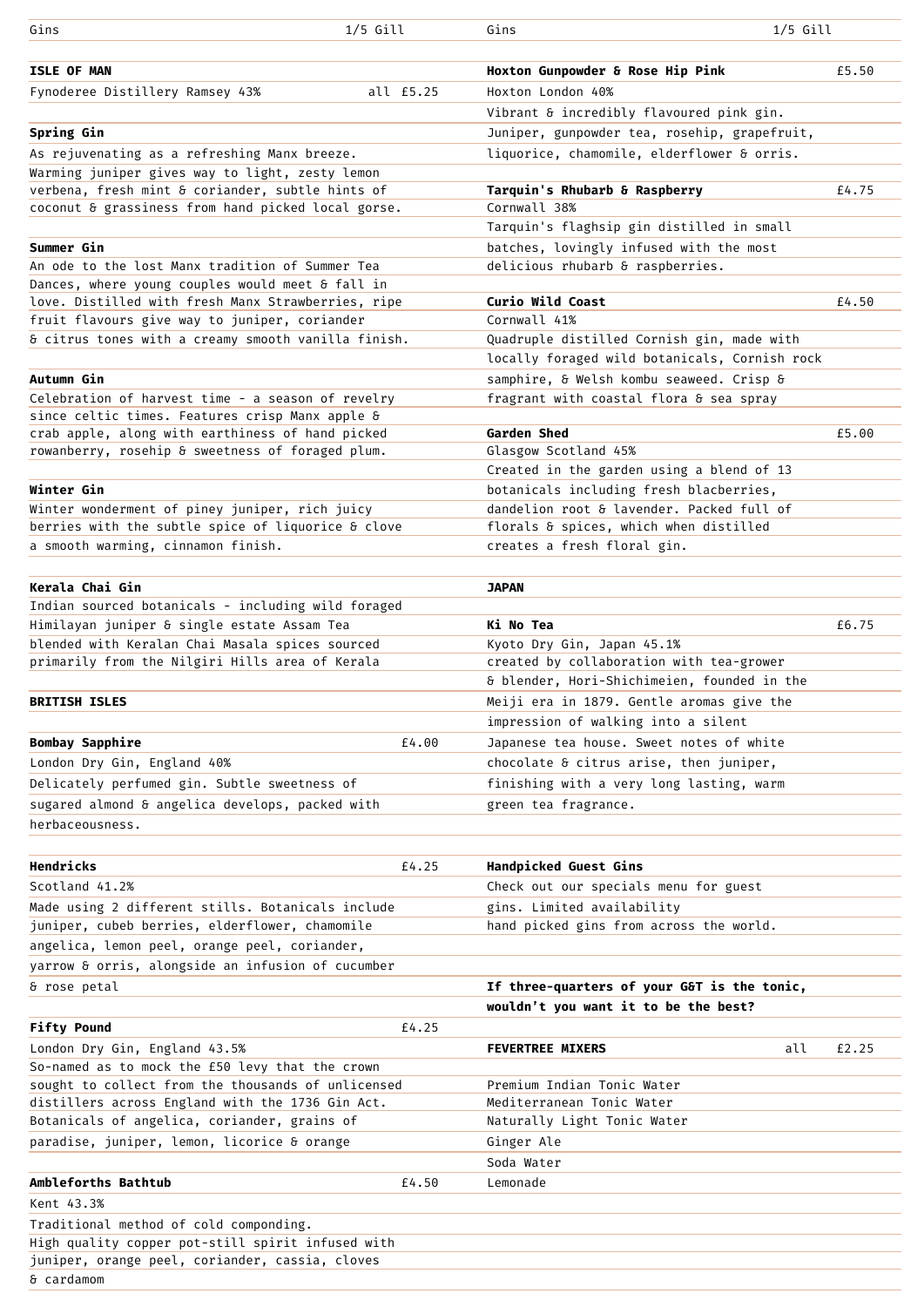| Gins | 1/5 Gill |
|---|---|

**ISLE OF MAN**

Fynoderee Distillery Ramsey 43% — all £5.25

**Spring Gin**
As rejuvenating as a refreshing Manx breeze. Warming juniper gives way to light, zesty lemon verbena, fresh mint & coriander, subtle hints of coconut & grassiness from hand picked local gorse.

**Summer Gin**
An ode to the lost Manx tradition of Summer Tea Dances, where young couples would meet & fall in love. Distilled with fresh Manx Strawberries, ripe fruit flavours give way to juniper, coriander & citrus tones with a creamy smooth vanilla finish.

**Autumn Gin**
Celebration of harvest time - a season of revelry since celtic times. Features crisp Manx apple & crab apple, along with earthiness of hand picked rowanberry, rosehip & sweetness of foraged plum.

**Winter Gin**
Winter wonderment of piney juniper, rich juicy berries with the subtle spice of liquorice & clove a smooth warming, cinnamon finish.

**Kerala Chai Gin**
Indian sourced botanicals - including wild foraged Himilayan juniper & single estate Assam Tea blended with Keralan Chai Masala spices sourced primarily from the Nilgiri Hills area of Kerala

**BRITISH ISLES**

**Bombay Sapphire** — £4.00
London Dry Gin, England 40%
Delicately perfumed gin. Subtle sweetness of sugared almond & angelica develops, packed with herbaceousness.

**Hendricks** — £4.25
Scotland 41.2%
Made using 2 different stills. Botanicals include juniper, cubeb berries, elderflower, chamomile angelica, lemon peel, orange peel, coriander, yarrow & orris, alongside an infusion of cucumber & rose petal

**Fifty Pound** — £4.25
London Dry Gin, England 43.5%
So-named as to mock the £50 levy that the crown sought to collect from the thousands of unlicensed distillers across England with the 1736 Gin Act. Botanicals of angelica, coriander, grains of paradise, juniper, lemon, licorice & orange

**Ambleforths Bathtub** — £4.50
Kent 43.3%
Traditional method of cold componding.
High quality copper pot-still spirit infused with juniper, orange peel, coriander, cassia, cloves & cardamom

**Hoxton Gunpowder & Rose Hip Pink** — £5.50
Hoxton London 40%
Vibrant & incredibly flavoured pink gin.
Juniper, gunpowder tea, rosehip, grapefruit, liquorice, chamomile, elderflower & orris.

**Tarquin's Rhubarb & Raspberry** — £4.75
Cornwall 38%
Tarquin's flaghsip gin distilled in small batches, lovingly infused with the most delicious rhubarb & raspberries.

**Curio Wild Coast** — £4.50
Cornwall 41%
Quadruple distilled Cornish gin, made with locally foraged wild botanicals, Cornish rock samphire, & Welsh kombu seaweed. Crisp & fragrant with coastal flora & sea spray

**Garden Shed** — £5.00
Glasgow Scotland 45%
Created in the garden using a blend of 13 botanicals including fresh blacberries, dandelion root & lavender. Packed full of florals & spices, which when distilled creates a fresh floral gin.

**JAPAN**

**Ki No Tea** — £6.75
Kyoto Dry Gin, Japan 45.1%
created by collaboration with tea-grower & blender, Hori-Shichimeien, founded in the Meiji era in 1879. Gentle aromas give the impression of walking into a silent Japanese tea house. Sweet notes of white chocolate & citrus arise, then juniper, finishing with a very long lasting, warm green tea fragrance.

**Handpicked Guest Gins**
Check out our specials menu for guest gins. Limited availability hand picked gins from across the world.

**If three-quarters of your G&T is the tonic, wouldn't you want it to be the best?**

**FEVERTREE MIXERS** — all £2.25

- Premium Indian Tonic Water
- Mediterranean Tonic Water
- Naturally Light Tonic Water
- Ginger Ale
- Soda Water
- Lemonade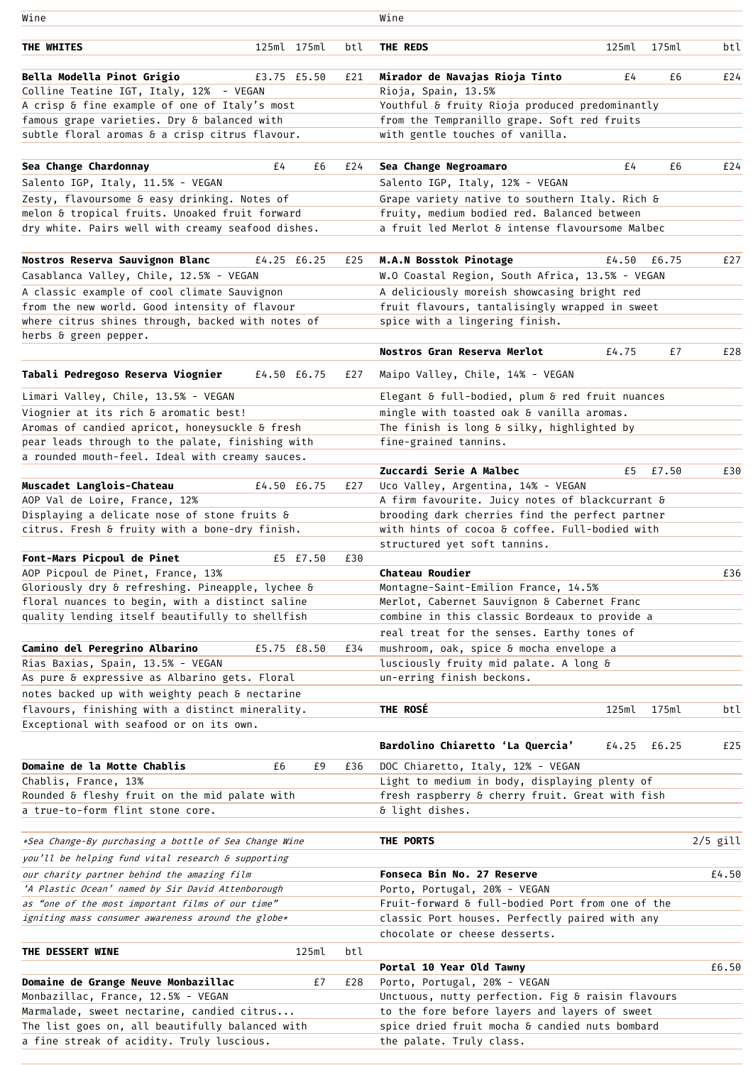# Wine

## THE WHITES

| | 125ml | 175ml | btl |
|---|---|---|---|
| **Bella Modella Pinot Grigio** | £3.75 | £5.50 | £21 |

Colline Teatine IGT, Italy, 12% - VEGAN
A crisp & fine example of one of Italy's most famous grape varieties. Dry & balanced with subtle floral aromas & a crisp citrus flavour.

| | 125ml | 175ml | btl |
|---|---|---|---|
| **Sea Change Chardonnay** | £4 | £6 | £24 |

Salento IGP, Italy, 11.5% - VEGAN
Zesty, flavoursome & easy drinking. Notes of melon & tropical fruits. Unoaked fruit forward dry white. Pairs well with creamy seafood dishes.

| | 125ml | 175ml | btl |
|---|---|---|---|
| **Nostros Reserva Sauvignon Blanc** | £4.25 | £6.25 | £25 |

Casablanca Valley, Chile, 12.5% - VEGAN
A classic example of cool climate Sauvignon from the new world. Good intensity of flavour where citrus shines through, backed with notes of herbs & green pepper.

| | 125ml | 175ml | btl |
|---|---|---|---|
| **Tabali Pedregoso Reserva Viognier** | £4.50 | £6.75 | £27 |

Limari Valley, Chile, 13.5% - VEGAN
Viognier at its rich & aromatic best!
Aromas of candied apricot, honeysuckle & fresh pear leads through to the palate, finishing with a rounded mouth-feel. Ideal with creamy sauces.

| | 125ml | 175ml | btl |
|---|---|---|---|
| **Muscadet Langlois-Chateau** | £4.50 | £6.75 | £27 |

AOP Val de Loire, France, 12%
Displaying a delicate nose of stone fruits & citrus. Fresh & fruity with a bone-dry finish.

| | 125ml | 175ml | btl |
|---|---|---|---|
| **Font-Mars Picpoul de Pinet** | £5 | £7.50 | £30 |

AOP Picpoul de Pinet, France, 13%
Gloriously dry & refreshing. Pineapple, lychee & floral nuances to begin, with a distinct saline quality lending itself beautifully to shellfish

| | 125ml | 175ml | btl |
|---|---|---|---|
| **Camino del Peregrino Albarino** | £5.75 | £8.50 | £34 |

Rias Baxias, Spain, 13.5% - VEGAN
As pure & expressive as Albarino gets. Floral notes backed up with weighty peach & nectarine flavours, finishing with a distinct minerality. Exceptional with seafood or on its own.

| | 125ml | 175ml | btl |
|---|---|---|---|
| **Domaine de la Motte Chablis** | £6 | £9 | £36 |

Chablis, France, 13%
Rounded & fleshy fruit on the mid palate with a true-to-form flint stone core.

*\*Sea Change-By purchasing a bottle of Sea Change Wine you'll be helping fund vital research & supporting our charity partner behind the amazing film 'A Plastic Ocean' named by Sir David Attenborough as "one of the most important films of our time" igniting mass consumer awareness around the globe\**

## THE DESSERT WINE

| | 125ml | btl |
|---|---|---|
| **Domaine de Grange Neuve Monbazillac** | £7 | £28 |

Monbazillac, France, 12.5% - VEGAN
Marmalade, sweet nectarine, candied citrus... The list goes on, all beautifully balanced with a fine streak of acidity. Truly luscious.

## THE REDS

| | 125ml | 175ml | btl |
|---|---|---|---|
| **Mirador de Navajas Rioja Tinto** | £4 | £6 | £24 |

Rioja, Spain, 13.5%
Youthful & fruity Rioja produced predominantly from the Tempranillo grape. Soft red fruits with gentle touches of vanilla.

| | 125ml | 175ml | btl |
|---|---|---|---|
| **Sea Change Negroamaro** | £4 | £6 | £24 |

Salento IGP, Italy, 12% - VEGAN
Grape variety native to southern Italy. Rich & fruity, medium bodied red. Balanced between a fruit led Merlot & intense flavoursome Malbec

| | 125ml | 175ml | btl |
|---|---|---|---|
| **M.A.N Bosstok Pinotage** | £4.50 | £6.75 | £27 |

W.O Coastal Region, South Africa, 13.5% - VEGAN
A deliciously moreish showcasing bright red fruit flavours, tantalisingly wrapped in sweet spice with a lingering finish.

| | 125ml | 175ml | btl |
|---|---|---|---|
| **Nostros Gran Reserva Merlot** | £4.75 | £7 | £28 |

Maipo Valley, Chile, 14% - VEGAN
Elegant & full-bodied, plum & red fruit nuances mingle with toasted oak & vanilla aromas. The finish is long & silky, highlighted by fine-grained tannins.

| | 125ml | 175ml | btl |
|---|---|---|---|
| **Zuccardi Serie A Malbec** | £5 | £7.50 | £30 |

Uco Valley, Argentina, 14% - VEGAN
A firm favourite. Juicy notes of blackcurrant & brooding dark cherries find the perfect partner with hints of cocoa & coffee. Full-bodied with structured yet soft tannins.

| | 125ml | 175ml | btl |
|---|---|---|---|
| **Chateau Roudier** | | | £36 |

Montagne-Saint-Emilion France, 14.5%
Merlot, Cabernet Sauvignon & Cabernet Franc combine in this classic Bordeaux to provide a real treat for the senses. Earthy tones of mushroom, oak, spice & mocha envelope a lusciously fruity mid palate. A long & un-erring finish beckons.

## THE ROSÉ

| | 125ml | 175ml | btl |
|---|---|---|---|
| **Bardolino Chiaretto 'La Quercia'** | £4.25 | £6.25 | £25 |

DOC Chiaretto, Italy, 12% - VEGAN
Light to medium in body, displaying plenty of fresh raspberry & cherry fruit. Great with fish & light dishes.

## THE PORTS

| | 2/5 gill |
|---|---|
| **Fonseca Bin No. 27 Reserve** | £4.50 |

Porto, Portugal, 20% - VEGAN
Fruit-forward & full-bodied Port from one of the classic Port houses. Perfectly paired with any chocolate or cheese desserts.

| | 2/5 gill |
|---|---|
| **Portal 10 Year Old Tawny** | £6.50 |

Porto, Portugal, 20% - VEGAN
Unctuous, nutty perfection. Fig & raisin flavours to the fore before layers and layers of sweet spice dried fruit mocha & candied nuts bombard the palate. Truly class.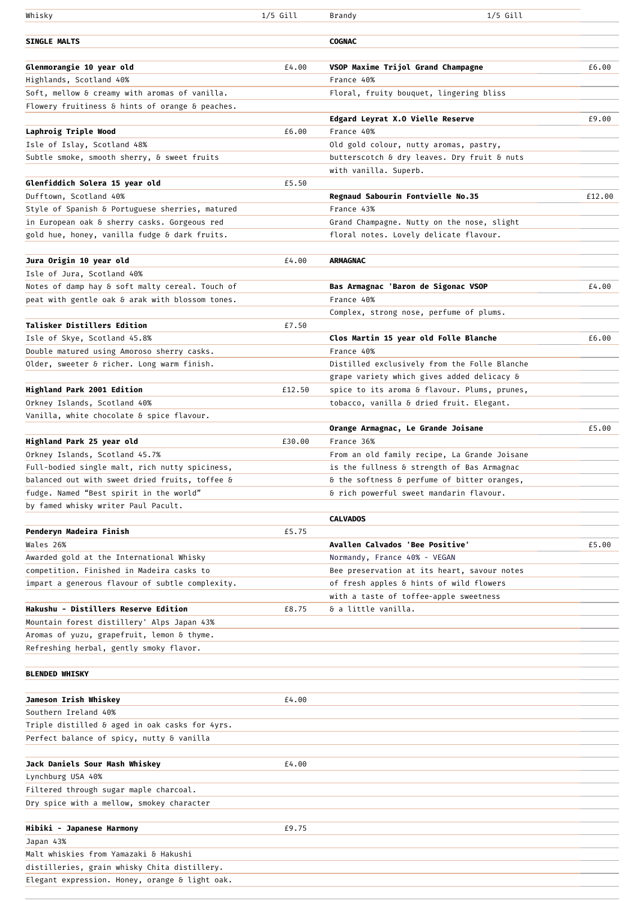## Whisky — 1/5 Gill

### SINGLE MALTS

**Glenmorangie 10 year old** — £4.00
Highlands, Scotland 40%
Soft, mellow & creamy with aromas of vanilla.
Flowery fruitiness & hints of orange & peaches.

**Laphroig Triple Wood** — £6.00
Isle of Islay, Scotland 48%
Subtle smoke, smooth sherry, & sweet fruits

**Glenfiddich Solera 15 year old** — £5.50
Dufftown, Scotland 40%
Style of Spanish & Portuguese sherries, matured
in European oak & sherry casks. Gorgeous red
gold hue, honey, vanilla fudge & dark fruits.

**Jura Origin 10 year old** — £4.00
Isle of Jura, Scotland 40%
Notes of damp hay & soft malty cereal. Touch of
peat with gentle oak & arak with blossom tones.

**Talisker Distillers Edition** — £7.50
Isle of Skye, Scotland 45.8%
Double matured using Amoroso sherry casks.
Older, sweeter & richer. Long warm finish.

**Highland Park 2001 Edition** — £12.50
Orkney Islands, Scotland 40%
Vanilla, white chocolate & spice flavour.

**Highland Park 25 year old** — £30.00
Orkney Islands, Scotland 45.7%
Full-bodied single malt, rich nutty spiciness,
balanced out with sweet dried fruits, toffee &
fudge. Named "Best spirit in the world"
by famed whisky writer Paul Pacult.

**Penderyn Madeira Finish** — £5.75
Wales 26%
Awarded gold at the International Whisky
competition. Finished in Madeira casks to
impart a generous flavour of subtle complexity.

**Hakushu - Distillers Reserve Edition** — £8.75
Mountain forest distillery' Alps Japan 43%
Aromas of yuzu, grapefruit, lemon & thyme.
Refreshing herbal, gently smoky flavor.

### BLENDED WHISKY

**Jameson Irish Whiskey** — £4.00
Southern Ireland 40%
Triple distilled & aged in oak casks for 4yrs.
Perfect balance of spicy, nutty & vanilla

**Jack Daniels Sour Mash Whiskey** — £4.00
Lynchburg USA 40%
Filtered through sugar maple charcoal.
Dry spice with a mellow, smokey character

**Hibiki - Japanese Harmony** — £9.75
Japan 43%
Malt whiskies from Yamazaki & Hakushi
distilleries, grain whisky Chita distillery.
Elegant expression. Honey, orange & light oak.

## Brandy — 1/5 Gill

### COGNAC

**VSOP Maxime Trijol Grand Champagne** — £6.00
France 40%
Floral, fruity bouquet, lingering bliss

**Edgard Leyrat X.O Vielle Reserve** — £9.00
France 40%
Old gold colour, nutty aromas, pastry,
butterscotch & dry leaves. Dry fruit & nuts
with vanilla. Superb.

**Regnaud Sabourin Fontvielle No.35** — £12.00
France 43%
Grand Champagne. Nutty on the nose, slight
floral notes. Lovely delicate flavour.

### ARMAGNAC

**Bas Armagnac 'Baron de Sigonac VSOP** — £4.00
France 40%
Complex, strong nose, perfume of plums.

**Clos Martin 15 year old Folle Blanche** — £6.00
France 40%
Distilled exclusively from the Folle Blanche
grape variety which gives added delicacy &
spice to its aroma & flavour. Plums, prunes,
tobacco, vanilla & dried fruit. Elegant.

**Orange Armagnac, Le Grande Joisane** — £5.00
France 36%
From an old family recipe, La Grande Joisane
is the fullness & strength of Bas Armagnac
& the softness & perfume of bitter oranges,
& rich powerful sweet mandarin flavour.

### CALVADOS

**Avallen Calvados 'Bee Positive'** — £5.00
Normandy, France 40% - VEGAN
Bee preservation at its heart, savour notes
of fresh apples & hints of wild flowers
with a taste of toffee-apple sweetness
& a little vanilla.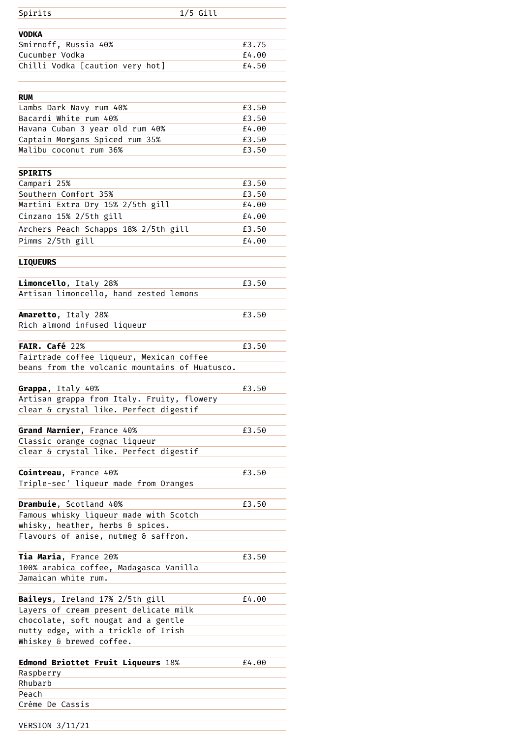Spirits 1/5 Gill

## VODKA

| | |
|---|---|
| Smirnoff, Russia 40% | £3.75 |
| Cucumber Vodka | £4.00 |
| Chilli Vodka [caution very hot] | £4.50 |

## RUM

| | |
|---|---|
| Lambs Dark Navy rum 40% | £3.50 |
| Bacardi White rum 40% | £3.50 |
| Havana Cuban 3 year old rum 40% | £4.00 |
| Captain Morgans Spiced rum 35% | £3.50 |
| Malibu coconut rum 36% | £3.50 |

## SPIRITS

| | |
|---|---|
| Campari 25% | £3.50 |
| Southern Comfort 35% | £3.50 |
| Martini Extra Dry 15% 2/5th gill | £4.00 |
| Cinzano 15% 2/5th gill | £4.00 |
| Archers Peach Schapps 18% 2/5th gill | £3.50 |
| Pimms 2/5th gill | £4.00 |

## LIQUEURS

**Limoncello**, Italy 28% — £3.50
Artisan limoncello, hand zested lemons

**Amaretto**, Italy 28% — £3.50
Rich almond infused liqueur

**FAIR. Café** 22% — £3.50
Fairtrade coffee liqueur, Mexican coffee beans from the volcanic mountains of Huatusco.

**Grappa**, Italy 40% — £3.50
Artisan grappa from Italy. Fruity, flowery clear & crystal like. Perfect digestif

**Grand Marnier**, France 40% — £3.50
Classic orange cognac liqueur clear & crystal like. Perfect digestif

**Cointreau**, France 40% — £3.50
Triple-sec' liqueur made from Oranges

**Drambuie**, Scotland 40% — £3.50
Famous whisky liqueur made with Scotch whisky, heather, herbs & spices. Flavours of anise, nutmeg & saffron.

**Tia Maria**, France 20% — £3.50
100% arabica coffee, Madagasca Vanilla Jamaican white rum.

**Baileys**, Ireland 17% 2/5th gill — £4.00
Layers of cream present delicate milk chocolate, soft nougat and a gentle nutty edge, with a trickle of Irish Whiskey & brewed coffee.

**Edmond Briottet Fruit Liqueurs** 18% — £4.00
- Raspberry
- Rhubarb
- Peach
- Crème De Cassis

VERSION 3/11/21